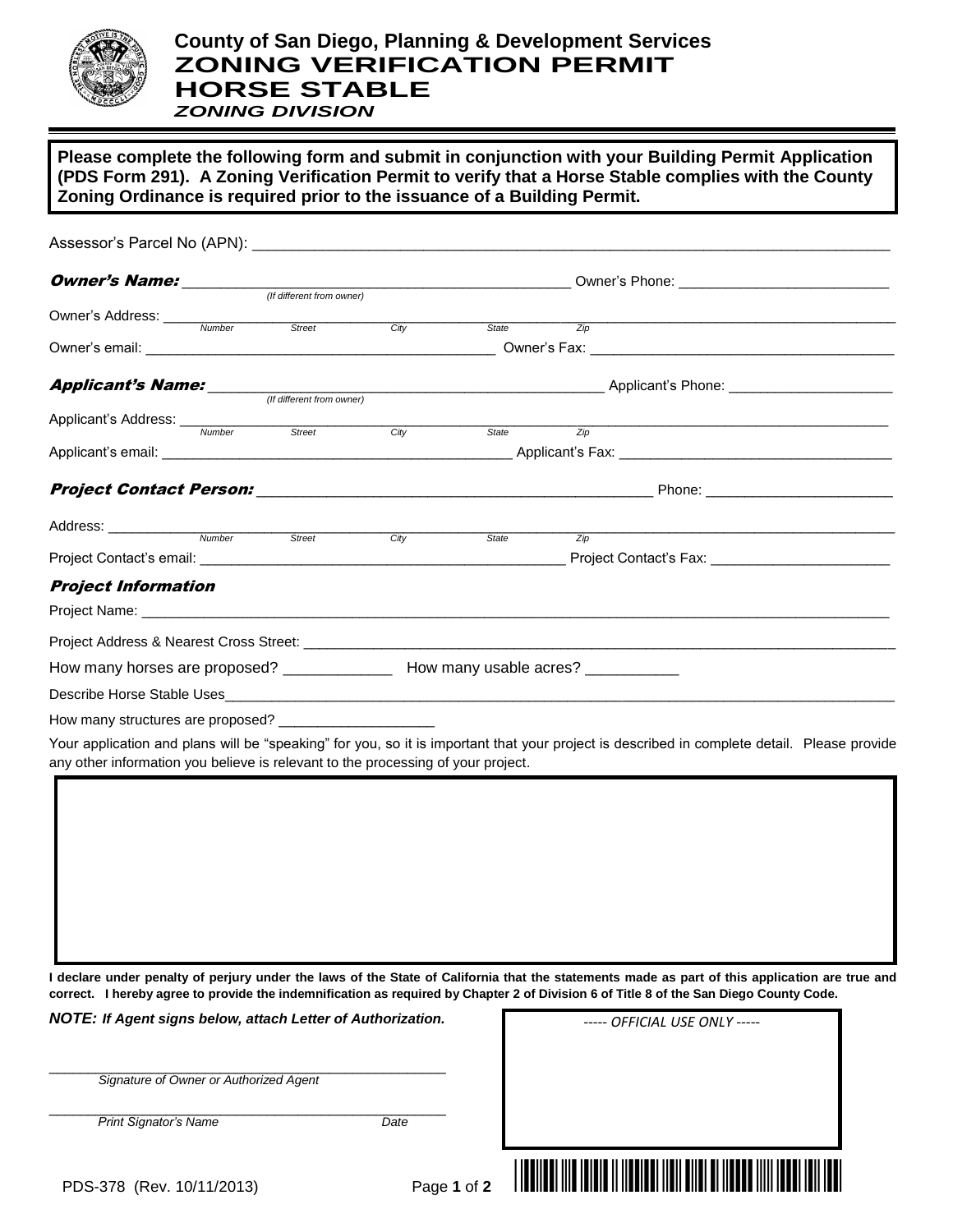# County of San Diego, Planning & Development Services
# ZONING VERIFICATION PERMIT HORSE STABLE
### *ZONING DIVISION*

**Please complete the following form and submit in conjunction with your Building Permit Application (PDS Form 291). A Zoning Verification Permit to verify that a Horse Stable complies with the County Zoning Ordinance is required prior to the issuance of a Building Permit.**

Assessor's Parcel No (APN): ____________________

***Owner's Name:*** ____________________ Owner's Phone: ____________________
*(If different from owner)*

Owner's Address: ____________________
*Number Street City State Zip*

Owner's email: ____________________ Owner's Fax: ____________________

***Applicant's Name:*** ____________________ Applicant's Phone: ____________________
*(If different from owner)*

Applicant's Address: ____________________
*Number Street City State Zip*

Applicant's email: ____________________ Applicant's Fax: ____________________

***Project Contact Person:*** ____________________ Phone: ____________________

Address: ____________________
*Number Street City State Zip*

Project Contact's email: ____________________ Project Contact's Fax: ____________________

***Project Information***

Project Name: ____________________

Project Address & Nearest Cross Street: ____________________

How many horses are proposed? ____________ How many usable acres? ___________

Describe Horse Stable Uses____________________

How many structures are proposed? ____________________

Your application and plans will be "speaking" for you, so it is important that your project is described in complete detail. Please provide any other information you believe is relevant to the processing of your project.

**I declare under penalty of perjury under the laws of the State of California that the statements made as part of this application are true and correct. I hereby agree to provide the indemnification as required by Chapter 2 of Division 6 of Title 8 of the San Diego County Code.**

***NOTE:*** ***If Agent signs below, attach Letter of Authorization.***

____________________
*Signature of Owner or Authorized Agent*

____________________
*Print Signator's Name* *Date*

*----- OFFICIAL USE ONLY -----*

PDS-378 (Rev. 10/11/2013)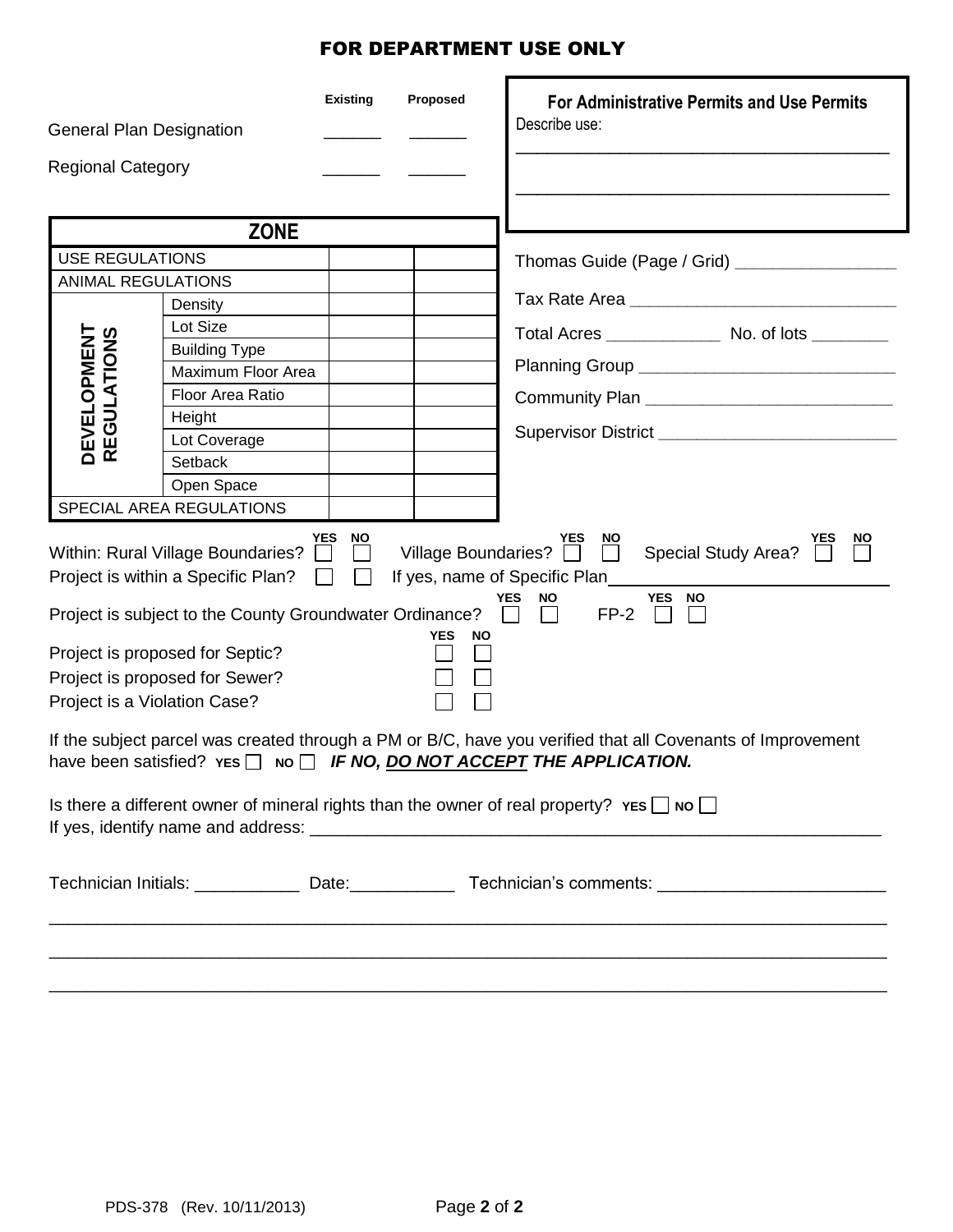## FOR DEPARTMENT USE ONLY

| | Existing | Proposed |
|---|---|---|
| General Plan Designation | ______ | ______ |
| Regional Category | ______ | ______ |

**For Administrative Permits and Use Permits**

Describe use:

______________________________________

______________________________________

| ZONE | | | |
|---|---|---|---|
| USE REGULATIONS | | | |
| ANIMAL REGULATIONS | | | |
| DEVELOPMENT REGULATIONS | Density | | |
| | Lot Size | | |
| | Building Type | | |
| | Maximum Floor Area | | |
| | Floor Area Ratio | | |
| | Height | | |
| | Lot Coverage | | |
| | Setback | | |
| | Open Space | | |
| SPECIAL AREA REGULATIONS | | | |

Thomas Guide (Page / Grid) _________________

Tax Rate Area _____________________________

Total Acres ____________ No. of lots ________

Planning Group ___________________________

Community Plan __________________________

Supervisor District _________________________

Within: Rural Village Boundaries? YES ☐ NO ☐ Village Boundaries? YES ☐ NO ☐ Special Study Area? YES ☐ NO ☐

Project is within a Specific Plan? ☐ ☐ If yes, name of Specific Plan____________________

Project is subject to the County Groundwater Ordinance? YES ☐ NO ☐ FP-2 YES ☐ NO ☐

| | YES | NO |
|---|---|---|
| Project is proposed for Septic? | ☐ | ☐ |
| Project is proposed for Sewer? | ☐ | ☐ |
| Project is a Violation Case? | ☐ | ☐ |

If the subject parcel was created through a PM or B/C, have you verified that all Covenants of Improvement have been satisfied? YES ☐ NO ☐ ***IF NO, DO NOT ACCEPT THE APPLICATION.***

Is there a different owner of mineral rights than the owner of real property? YES ☐ NO ☐
If yes, identify name and address: ______________________________________________________________

Technician Initials: ___________ Date:___________ Technician's comments: ________________________

__________________________________________________________________________________________

__________________________________________________________________________________________

__________________________________________________________________________________________

PDS-378 (Rev. 10/11/2013)